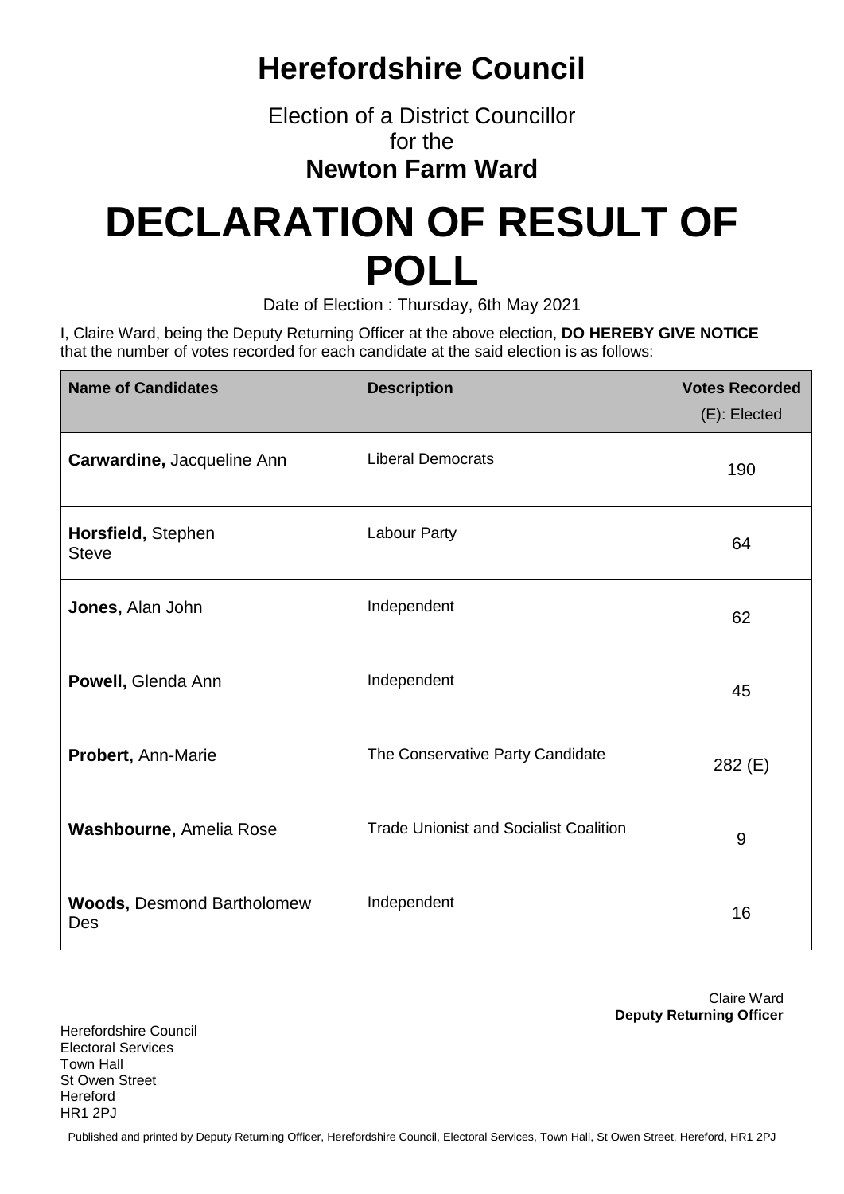# Herefordshire Council

Election of a District Councillor
for the
**Newton Farm Ward**

# DECLARATION OF RESULT OF POLL

Date of Election : Thursday, 6th May 2021

I, Claire Ward, being the Deputy Returning Officer at the above election, **DO HEREBY GIVE NOTICE** that the number of votes recorded for each candidate at the said election is as follows:

| Name of Candidates | Description | Votes Recorded (E): Elected |
|---|---|---|
| **Carwardine,** Jacqueline Ann | Liberal Democrats | 190 |
| **Horsfield,** Stephen Steve | Labour Party | 64 |
| **Jones,** Alan John | Independent | 62 |
| **Powell,** Glenda Ann | Independent | 45 |
| **Probert,** Ann-Marie | The Conservative Party Candidate | 282 (E) |
| **Washbourne,** Amelia Rose | Trade Unionist and Socialist Coalition | 9 |
| **Woods,** Desmond Bartholomew Des | Independent | 16 |

Claire Ward
**Deputy Returning Officer**

Herefordshire Council
Electoral Services
Town Hall
St Owen Street
Hereford
HR1 2PJ

Published and printed by Deputy Returning Officer, Herefordshire Council, Electoral Services, Town Hall, St Owen Street, Hereford, HR1 2PJ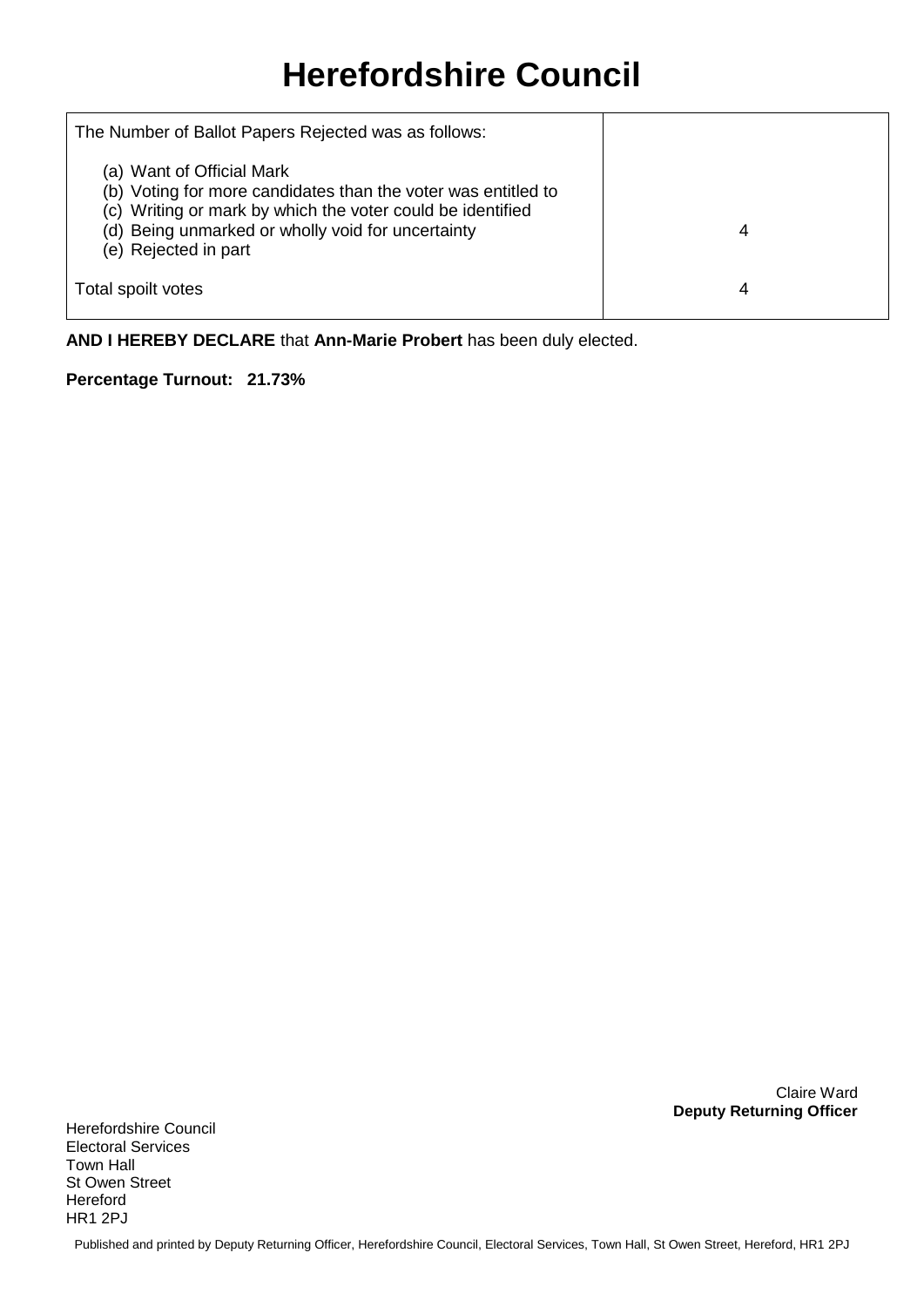# Herefordshire Council

| The Number of Ballot Papers Rejected was as follows: | |
|---|---|
| (a) Want of Official Mark<br>(b) Voting for more candidates than the voter was entitled to<br>(c) Writing or mark by which the voter could be identified<br>(d) Being unmarked or wholly void for uncertainty<br>(e) Rejected in part | 4 |
| Total spoilt votes | 4 |

**AND I HEREBY DECLARE** that **Ann-Marie Probert** has been duly elected.

**Percentage Turnout: 21.73%**

Claire Ward
**Deputy Returning Officer**

Herefordshire Council
Electoral Services
Town Hall
St Owen Street
Hereford
HR1 2PJ

Published and printed by Deputy Returning Officer, Herefordshire Council, Electoral Services, Town Hall, St Owen Street, Hereford, HR1 2PJ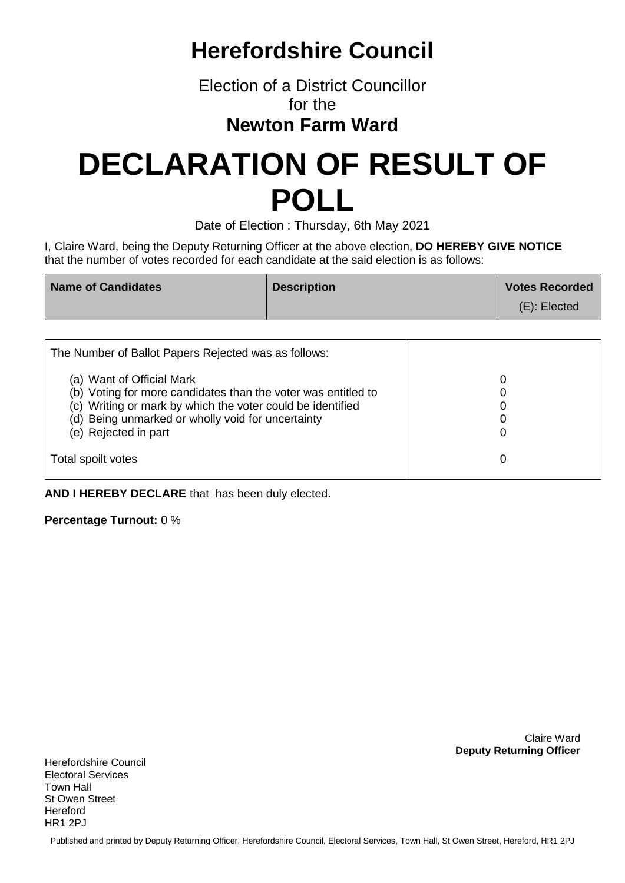# Herefordshire Council

Election of a District Councillor
for the
**Newton Farm Ward**

# DECLARATION OF RESULT OF POLL

Date of Election : Thursday, 6th May 2021

I, Claire Ward, being the Deputy Returning Officer at the above election, **DO HEREBY GIVE NOTICE** that the number of votes recorded for each candidate at the said election is as follows:

| Name of Candidates | Description | Votes Recorded (E): Elected |
|---|---|---|

| | |
|---|---|
| The Number of Ballot Papers Rejected was as follows: | |
| (a) Want of Official Mark | 0 |
| (b) Voting for more candidates than the voter was entitled to | 0 |
| (c) Writing or mark by which the voter could be identified | 0 |
| (d) Being unmarked or wholly void for uncertainty | 0 |
| (e) Rejected in part | 0 |
| Total spoilt votes | 0 |

**AND I HEREBY DECLARE** that  has been duly elected.

**Percentage Turnout:** 0 %

Claire Ward
**Deputy Returning Officer**

Herefordshire Council
Electoral Services
Town Hall
St Owen Street
Hereford
HR1 2PJ

Published and printed by Deputy Returning Officer, Herefordshire Council, Electoral Services, Town Hall, St Owen Street, Hereford, HR1 2PJ